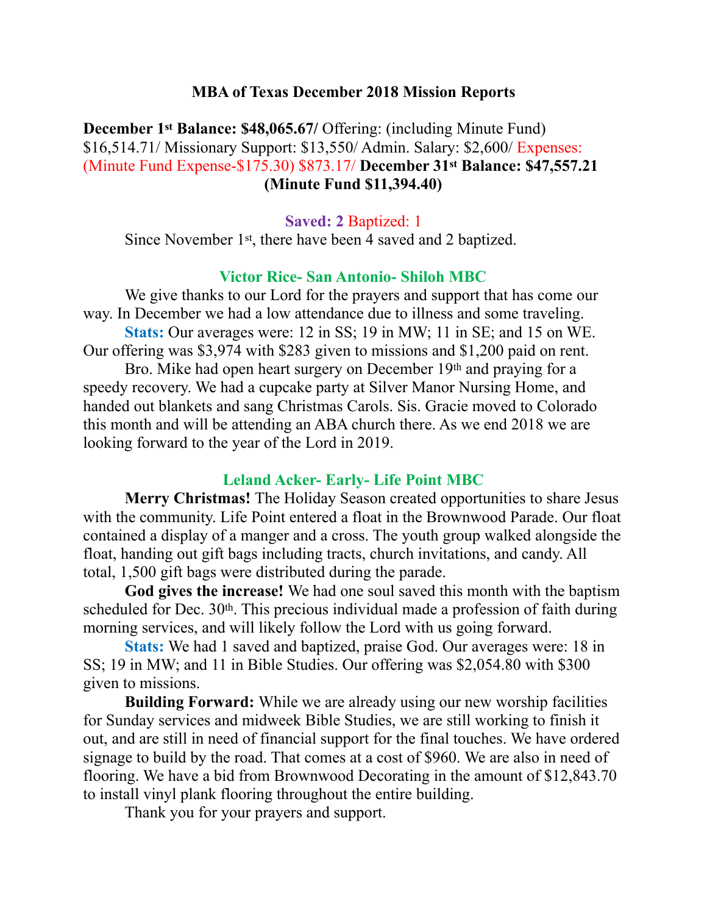# MBA of Texas December 2018 Mission Reports

**December 1st Balance: $48,065.67/** Offering: (including Minute Fund) $16,514.71/ Missionary Support: $13,550/ Admin. Salary: $2,600/ Expenses: (Minute Fund Expense-$175.30) $873.17/ **December 31st Balance: $47,557.21 (Minute Fund $11,394.40)**

**Saved: 2** Baptized: 1

Since November 1st, there have been 4 saved and 2 baptized.

### Victor Rice- San Antonio- Shiloh MBC

We give thanks to our Lord for the prayers and support that has come our way. In December we had a low attendance due to illness and some traveling.

**Stats:** Our averages were: 12 in SS; 19 in MW; 11 in SE; and 15 on WE. Our offering was $3,974 with $283 given to missions and $1,200 paid on rent.

Bro. Mike had open heart surgery on December 19th and praying for a speedy recovery. We had a cupcake party at Silver Manor Nursing Home, and handed out blankets and sang Christmas Carols. Sis. Gracie moved to Colorado this month and will be attending an ABA church there. As we end 2018 we are looking forward to the year of the Lord in 2019.

### Leland Acker- Early- Life Point MBC

**Merry Christmas!** The Holiday Season created opportunities to share Jesus with the community. Life Point entered a float in the Brownwood Parade. Our float contained a display of a manger and a cross. The youth group walked alongside the float, handing out gift bags including tracts, church invitations, and candy. All total, 1,500 gift bags were distributed during the parade.

**God gives the increase!** We had one soul saved this month with the baptism scheduled for Dec. 30th. This precious individual made a profession of faith during morning services, and will likely follow the Lord with us going forward.

**Stats:** We had 1 saved and baptized, praise God. Our averages were: 18 in SS; 19 in MW; and 11 in Bible Studies. Our offering was $2,054.80 with $300 given to missions.

**Building Forward:** While we are already using our new worship facilities for Sunday services and midweek Bible Studies, we are still working to finish it out, and are still in need of financial support for the final touches. We have ordered signage to build by the road. That comes at a cost of $960. We are also in need of flooring. We have a bid from Brownwood Decorating in the amount of $12,843.70 to install vinyl plank flooring throughout the entire building.

Thank you for your prayers and support.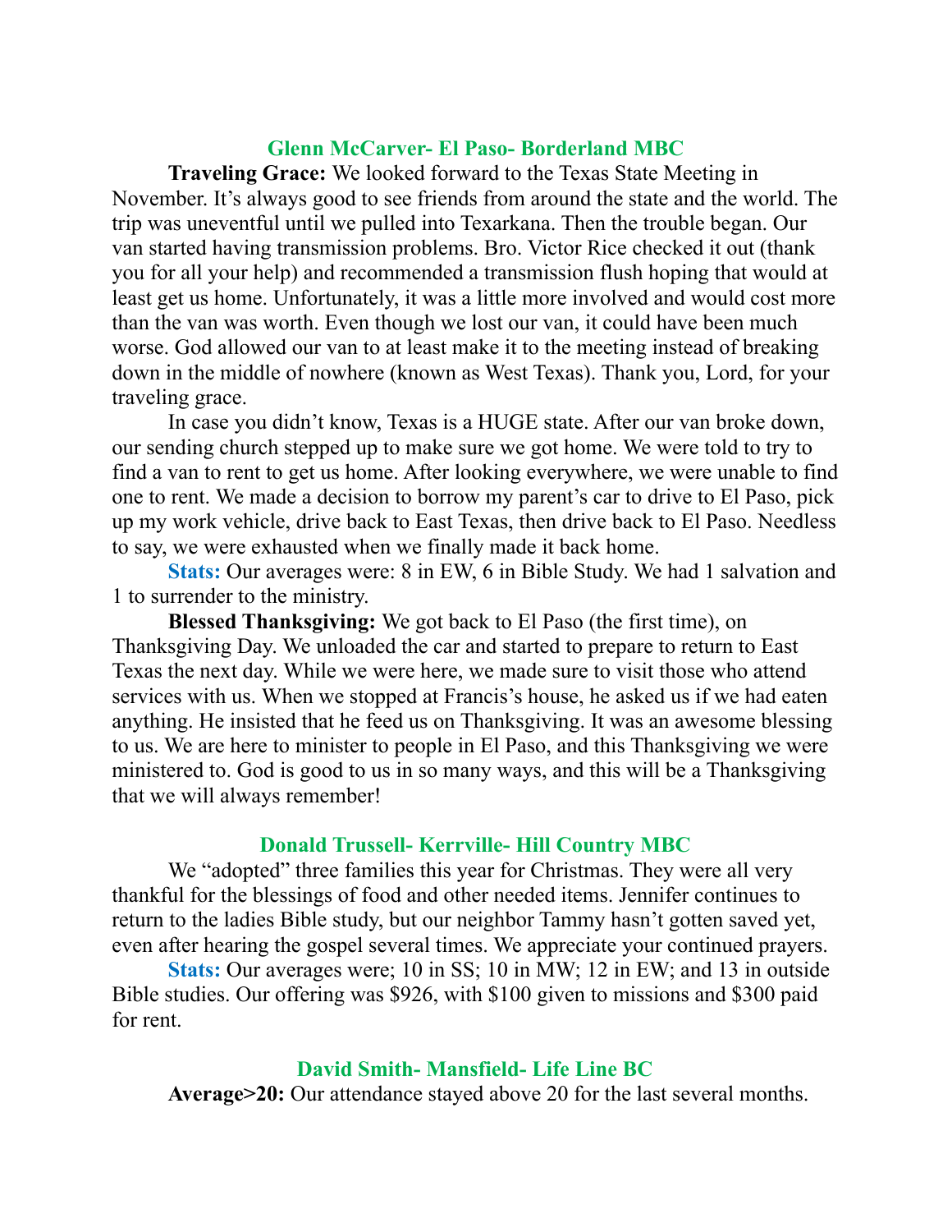### Glenn McCarver- El Paso- Borderland MBC

**Traveling Grace:** We looked forward to the Texas State Meeting in November. It's always good to see friends from around the state and the world. The trip was uneventful until we pulled into Texarkana. Then the trouble began. Our van started having transmission problems. Bro. Victor Rice checked it out (thank you for all your help) and recommended a transmission flush hoping that would at least get us home. Unfortunately, it was a little more involved and would cost more than the van was worth. Even though we lost our van, it could have been much worse. God allowed our van to at least make it to the meeting instead of breaking down in the middle of nowhere (known as West Texas). Thank you, Lord, for your traveling grace.

In case you didn't know, Texas is a HUGE state. After our van broke down, our sending church stepped up to make sure we got home. We were told to try to find a van to rent to get us home. After looking everywhere, we were unable to find one to rent. We made a decision to borrow my parent's car to drive to El Paso, pick up my work vehicle, drive back to East Texas, then drive back to El Paso. Needless to say, we were exhausted when we finally made it back home.

**Stats:** Our averages were: 8 in EW, 6 in Bible Study. We had 1 salvation and 1 to surrender to the ministry.

**Blessed Thanksgiving:** We got back to El Paso (the first time), on Thanksgiving Day. We unloaded the car and started to prepare to return to East Texas the next day. While we were here, we made sure to visit those who attend services with us. When we stopped at Francis's house, he asked us if we had eaten anything. He insisted that he feed us on Thanksgiving. It was an awesome blessing to us. We are here to minister to people in El Paso, and this Thanksgiving we were ministered to. God is good to us in so many ways, and this will be a Thanksgiving that we will always remember!

### Donald Trussell- Kerrville- Hill Country MBC

We "adopted" three families this year for Christmas. They were all very thankful for the blessings of food and other needed items. Jennifer continues to return to the ladies Bible study, but our neighbor Tammy hasn't gotten saved yet, even after hearing the gospel several times. We appreciate your continued prayers.

**Stats:** Our averages were; 10 in SS; 10 in MW; 12 in EW; and 13 in outside Bible studies. Our offering was $926, with $100 given to missions and $300 paid for rent.

### David Smith- Mansfield- Life Line BC

**Average>20:** Our attendance stayed above 20 for the last several months.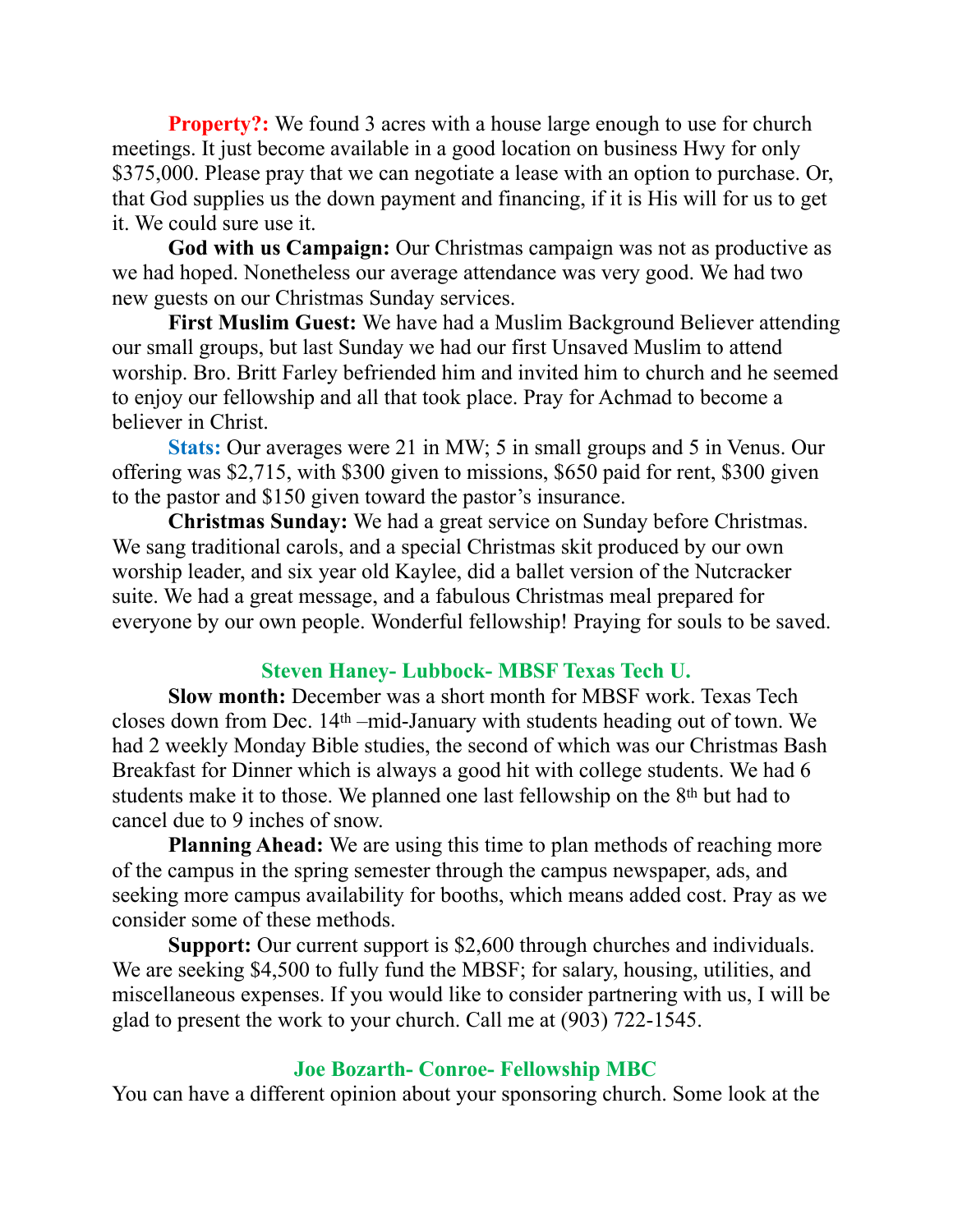**Property?:** We found 3 acres with a house large enough to use for church meetings. It just become available in a good location on business Hwy for only $375,000. Please pray that we can negotiate a lease with an option to purchase. Or, that God supplies us the down payment and financing, if it is His will for us to get it. We could sure use it.

**God with us Campaign:** Our Christmas campaign was not as productive as we had hoped. Nonetheless our average attendance was very good. We had two new guests on our Christmas Sunday services.

**First Muslim Guest:** We have had a Muslim Background Believer attending our small groups, but last Sunday we had our first Unsaved Muslim to attend worship. Bro. Britt Farley befriended him and invited him to church and he seemed to enjoy our fellowship and all that took place. Pray for Achmad to become a believer in Christ.

**Stats:** Our averages were 21 in MW; 5 in small groups and 5 in Venus. Our offering was $2,715, with $300 given to missions, $650 paid for rent, $300 given to the pastor and $150 given toward the pastor's insurance.

**Christmas Sunday:** We had a great service on Sunday before Christmas. We sang traditional carols, and a special Christmas skit produced by our own worship leader, and six year old Kaylee, did a ballet version of the Nutcracker suite. We had a great message, and a fabulous Christmas meal prepared for everyone by our own people. Wonderful fellowship! Praying for souls to be saved.

### Steven Haney- Lubbock- MBSF Texas Tech U.

**Slow month:** December was a short month for MBSF work. Texas Tech closes down from Dec. 14th –mid-January with students heading out of town. We had 2 weekly Monday Bible studies, the second of which was our Christmas Bash Breakfast for Dinner which is always a good hit with college students. We had 6 students make it to those. We planned one last fellowship on the 8th but had to cancel due to 9 inches of snow.

**Planning Ahead:** We are using this time to plan methods of reaching more of the campus in the spring semester through the campus newspaper, ads, and seeking more campus availability for booths, which means added cost. Pray as we consider some of these methods.

**Support:** Our current support is $2,600 through churches and individuals. We are seeking $4,500 to fully fund the MBSF; for salary, housing, utilities, and miscellaneous expenses. If you would like to consider partnering with us, I will be glad to present the work to your church. Call me at (903) 722-1545.

### Joe Bozarth- Conroe- Fellowship MBC

You can have a different opinion about your sponsoring church. Some look at the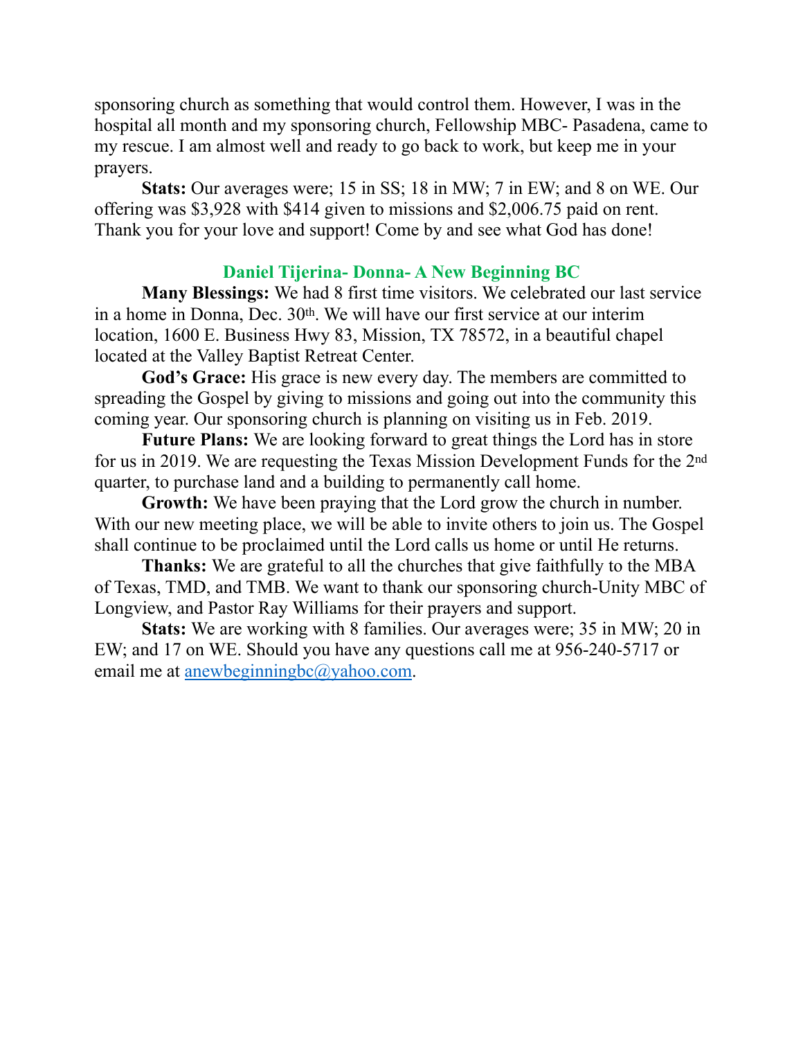sponsoring church as something that would control them. However, I was in the hospital all month and my sponsoring church, Fellowship MBC- Pasadena, came to my rescue. I am almost well and ready to go back to work, but keep me in your prayers.

**Stats:** Our averages were; 15 in SS; 18 in MW; 7 in EW; and 8 on WE. Our offering was $3,928 with $414 given to missions and $2,006.75 paid on rent. Thank you for your love and support! Come by and see what God has done!

### Daniel Tijerina- Donna- A New Beginning BC

**Many Blessings:** We had 8 first time visitors. We celebrated our last service in a home in Donna, Dec. 30th. We will have our first service at our interim location, 1600 E. Business Hwy 83, Mission, TX 78572, in a beautiful chapel located at the Valley Baptist Retreat Center.

**God's Grace:** His grace is new every day. The members are committed to spreading the Gospel by giving to missions and going out into the community this coming year. Our sponsoring church is planning on visiting us in Feb. 2019.

**Future Plans:** We are looking forward to great things the Lord has in store for us in 2019. We are requesting the Texas Mission Development Funds for the 2nd quarter, to purchase land and a building to permanently call home.

**Growth:** We have been praying that the Lord grow the church in number. With our new meeting place, we will be able to invite others to join us. The Gospel shall continue to be proclaimed until the Lord calls us home or until He returns.

**Thanks:** We are grateful to all the churches that give faithfully to the MBA of Texas, TMD, and TMB. We want to thank our sponsoring church-Unity MBC of Longview, and Pastor Ray Williams for their prayers and support.

**Stats:** We are working with 8 families. Our averages were; 35 in MW; 20 in EW; and 17 on WE. Should you have any questions call me at 956-240-5717 or email me at anewbeginningbc@yahoo.com.